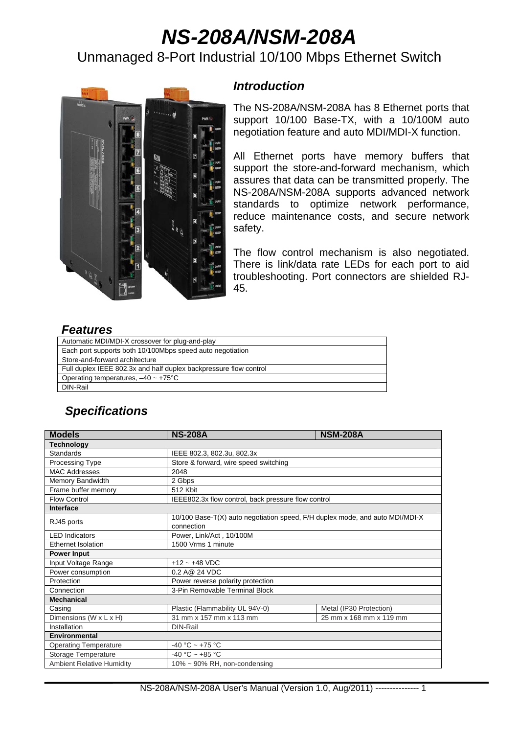# NS-208A/NSM-208A

Unmanaged 8-Port Industrial 10/100 Mbps Ethernet Switch

## Introduction

The NS-208A/NSM-208A has 8 Ethernet ports that support 10/100 Base-TX, with a 10/100M auto negotiation feature and auto MDI/MDI-X function.

All Ethernet ports have memory buffers that support the store-and-forward mechanism, which assures that data can be transmitted properly. The NS-208A/NSM-208A supports advanced network standards to optimize network performance, reduce maintenance costs, and secure network safety.

The flow control mechanism is also negotiated. There is link/data rate LEDs for each port to aid troubleshooting. Port connectors are shielded RJ-45.

## Features

| |
|---|
| Automatic MDI/MDI-X crossover for plug-and-play |
| Each port supports both 10/100Mbps speed auto negotiation |
| Store-and-forward architecture |
| Full duplex IEEE 802.3x and half duplex backpressure flow control |
| Operating temperatures, –40 ~ +75°C |
| DIN-Rail |

## Specifications

| Models | NS-208A | NSM-208A |
|---|---|---|
| **Technology** | | |
| Standards | IEEE 802.3, 802.3u, 802.3x | |
| Processing Type | Store & forward, wire speed switching | |
| MAC Addresses | 2048 | |
| Memory Bandwidth | 2 Gbps | |
| Frame buffer memory | 512 Kbit | |
| Flow Control | IEEE802.3x flow control, back pressure flow control | |
| **Interface** | | |
| RJ45 ports | 10/100 Base-T(X) auto negotiation speed, F/H duplex mode, and auto MDI/MDI-X connection | |
| LED Indicators | Power, Link/Act , 10/100M | |
| Ethernet Isolation | 1500 Vrms 1 minute | |
| **Power Input** | | |
| Input Voltage Range | +12 ~ +48 VDC | |
| Power consumption | 0.2 A@ 24 VDC | |
| Protection | Power reverse polarity protection | |
| Connection | 3-Pin Removable Terminal Block | |
| **Mechanical** | | |
| Casing | Plastic (Flammability UL 94V-0) | Metal (IP30 Protection) |
| Dimensions (W x L x H) | 31 mm x 157 mm x 113 mm | 25 mm x 168 mm x 119 mm |
| Installation | DIN-Rail | |
| **Environmental** | | |
| Operating Temperature | -40 °C ~ +75 °C | |
| Storage Temperature | -40 °C ~ +85 °C | |
| Ambient Relative Humidity | 10% ~ 90% RH, non-condensing | |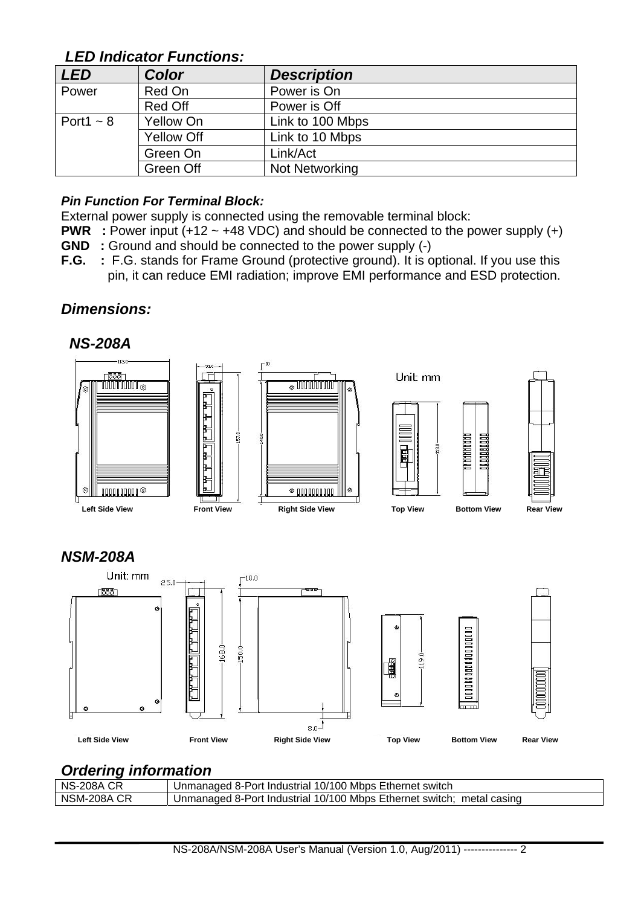## *LED Indicator Functions:*

| *LED* | *Color* | *Description* |
|---|---|---|
| Power | Red On | Power is On |
| | Red Off | Power is Off |
| Port1 ~ 8 | Yellow On | Link to 100 Mbps |
| | Yellow Off | Link to 10 Mbps |
| | Green On | Link/Act |
| | Green Off | Not Networking |

***Pin Function For Terminal Block:***

External power supply is connected using the removable terminal block:

**PWR :** Power input (+12 ~ +48 VDC) and should be connected to the power supply (+)

**GND :** Ground and should be connected to the power supply (-)

**F.G. :** F.G. stands for Frame Ground (protective ground). It is optional. If you use this pin, it can reduce EMI radiation; improve EMI performance and ESD protection.

## *Dimensions:*

### *NS-208A*

Unit: mm

113.0
31.0
157.0
10
140.0
113.0

Left Side View
Front View
Right Side View
Top View
Bottom View
Rear View

### *NSM-208A*

Unit: mm

25.0
10.0
168.0
150.0
8.0
119.0

Left Side View
Front View
Right Side View
Top View
Bottom View
Rear View

## *Ordering information*

| | |
|---|---|
| NS-208A CR | Unmanaged 8-Port Industrial 10/100 Mbps Ethernet switch |
| NSM-208A CR | Unmanaged 8-Port Industrial 10/100 Mbps Ethernet switch; metal casing |